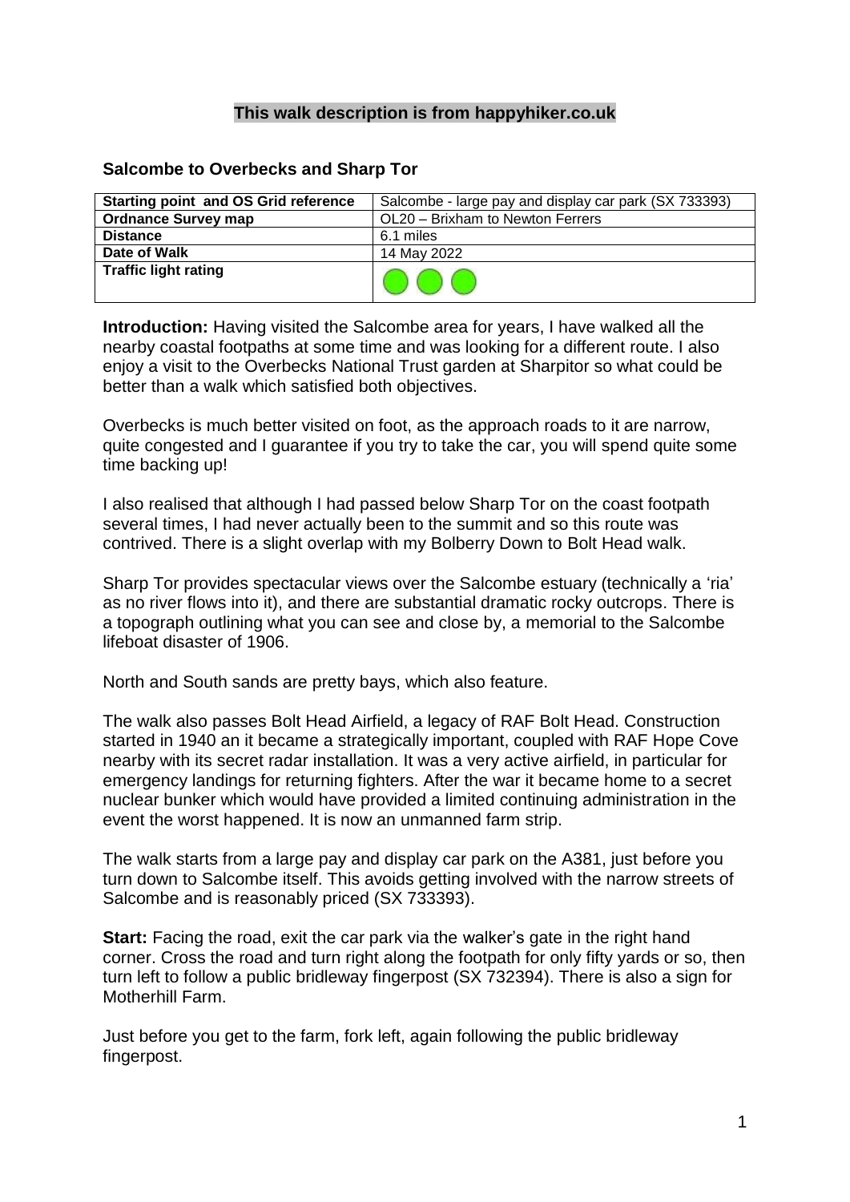**This walk description is from happyhiker.co.uk**

## Salcombe to Overbecks and Sharp Tor

| Starting point and OS Grid reference | Salcombe - large pay and display car park (SX 733393) |
| --- | --- |
| **Ordnance Survey map** | OL20 – Brixham to Newton Ferrers |
| **Distance** | 6.1 miles |
| **Date of Walk** | 14 May 2022 |
| **Traffic light rating** | |

**Introduction:** Having visited the Salcombe area for years, I have walked all the nearby coastal footpaths at some time and was looking for a different route. I also enjoy a visit to the Overbecks National Trust garden at Sharpitor so what could be better than a walk which satisfied both objectives.

Overbecks is much better visited on foot, as the approach roads to it are narrow, quite congested and I guarantee if you try to take the car, you will spend quite some time backing up!

I also realised that although I had passed below Sharp Tor on the coast footpath several times, I had never actually been to the summit and so this route was contrived. There is a slight overlap with my Bolberry Down to Bolt Head walk.

Sharp Tor provides spectacular views over the Salcombe estuary (technically a 'ria' as no river flows into it), and there are substantial dramatic rocky outcrops. There is a topograph outlining what you can see and close by, a memorial to the Salcombe lifeboat disaster of 1906.

North and South sands are pretty bays, which also feature.

The walk also passes Bolt Head Airfield, a legacy of RAF Bolt Head. Construction started in 1940 an it became a strategically important, coupled with RAF Hope Cove nearby with its secret radar installation. It was a very active airfield, in particular for emergency landings for returning fighters. After the war it became home to a secret nuclear bunker which would have provided a limited continuing administration in the event the worst happened. It is now an unmanned farm strip.

The walk starts from a large pay and display car park on the A381, just before you turn down to Salcombe itself. This avoids getting involved with the narrow streets of Salcombe and is reasonably priced (SX 733393).

**Start:** Facing the road, exit the car park via the walker's gate in the right hand corner. Cross the road and turn right along the footpath for only fifty yards or so, then turn left to follow a public bridleway fingerpost (SX 732394). There is also a sign for Motherhill Farm.

Just before you get to the farm, fork left, again following the public bridleway fingerpost.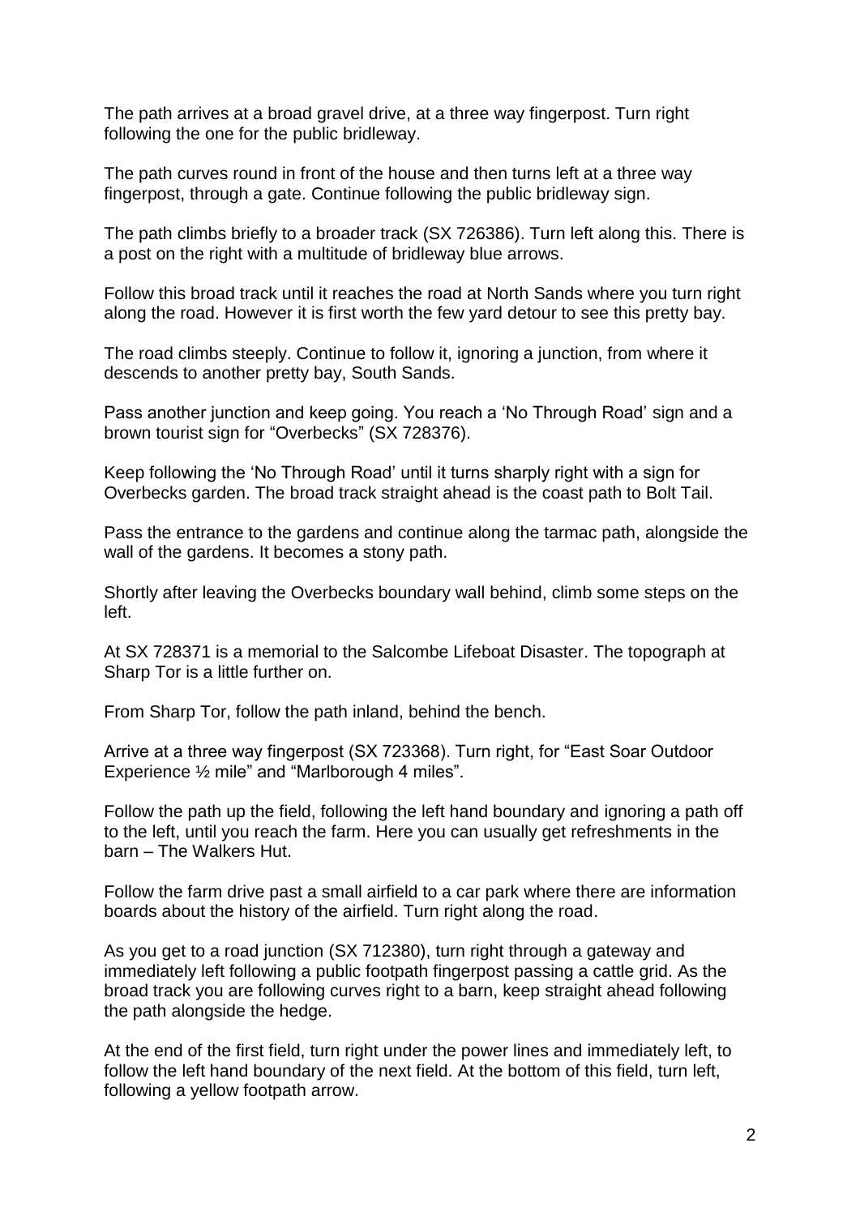The path arrives at a broad gravel drive, at a three way fingerpost. Turn right following the one for the public bridleway.

The path curves round in front of the house and then turns left at a three way fingerpost, through a gate. Continue following the public bridleway sign.

The path climbs briefly to a broader track (SX 726386). Turn left along this. There is a post on the right with a multitude of bridleway blue arrows.

Follow this broad track until it reaches the road at North Sands where you turn right along the road. However it is first worth the few yard detour to see this pretty bay.

The road climbs steeply. Continue to follow it, ignoring a junction, from where it descends to another pretty bay, South Sands.

Pass another junction and keep going. You reach a 'No Through Road' sign and a brown tourist sign for "Overbecks" (SX 728376).

Keep following the 'No Through Road' until it turns sharply right with a sign for Overbecks garden. The broad track straight ahead is the coast path to Bolt Tail.

Pass the entrance to the gardens and continue along the tarmac path, alongside the wall of the gardens. It becomes a stony path.

Shortly after leaving the Overbecks boundary wall behind, climb some steps on the left.

At SX 728371 is a memorial to the Salcombe Lifeboat Disaster. The topograph at Sharp Tor is a little further on.

From Sharp Tor, follow the path inland, behind the bench.

Arrive at a three way fingerpost (SX 723368). Turn right, for "East Soar Outdoor Experience ½ mile" and "Marlborough 4 miles".

Follow the path up the field, following the left hand boundary and ignoring a path off to the left, until you reach the farm. Here you can usually get refreshments in the barn – The Walkers Hut.

Follow the farm drive past a small airfield to a car park where there are information boards about the history of the airfield. Turn right along the road.

As you get to a road junction (SX 712380), turn right through a gateway and immediately left following a public footpath fingerpost passing a cattle grid. As the broad track you are following curves right to a barn, keep straight ahead following the path alongside the hedge.

At the end of the first field, turn right under the power lines and immediately left, to follow the left hand boundary of the next field. At the bottom of this field, turn left, following a yellow footpath arrow.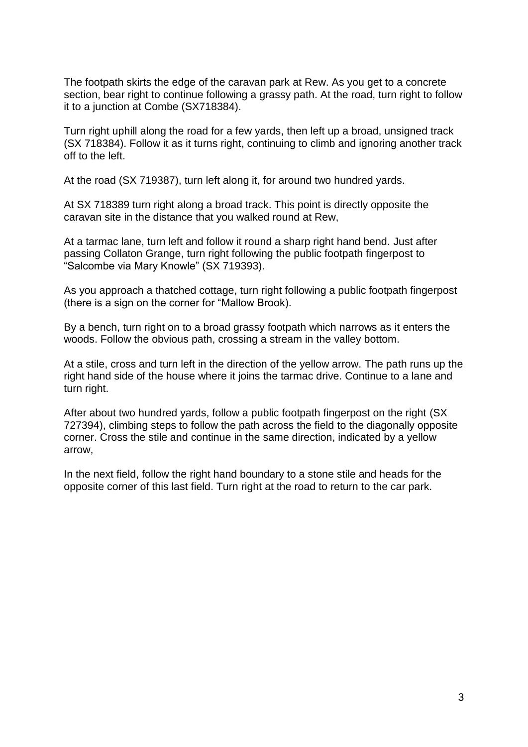The footpath skirts the edge of the caravan park at Rew. As you get to a concrete section, bear right to continue following a grassy path. At the road, turn right to follow it to a junction at Combe (SX718384).

Turn right uphill along the road for a few yards, then left up a broad, unsigned track (SX 718384). Follow it as it turns right, continuing to climb and ignoring another track off to the left.

At the road (SX 719387), turn left along it, for around two hundred yards.

At SX 718389 turn right along a broad track. This point is directly opposite the caravan site in the distance that you walked round at Rew,

At a tarmac lane, turn left and follow it round a sharp right hand bend. Just after passing Collaton Grange, turn right following the public footpath fingerpost to "Salcombe via Mary Knowle" (SX 719393).

As you approach a thatched cottage, turn right following a public footpath fingerpost (there is a sign on the corner for "Mallow Brook).

By a bench, turn right on to a broad grassy footpath which narrows as it enters the woods. Follow the obvious path, crossing a stream in the valley bottom.

At a stile, cross and turn left in the direction of the yellow arrow. The path runs up the right hand side of the house where it joins the tarmac drive. Continue to a lane and turn right.

After about two hundred yards, follow a public footpath fingerpost on the right (SX 727394), climbing steps to follow the path across the field to the diagonally opposite corner. Cross the stile and continue in the same direction, indicated by a yellow arrow,

In the next field, follow the right hand boundary to a stone stile and heads for the opposite corner of this last field. Turn right at the road to return to the car park.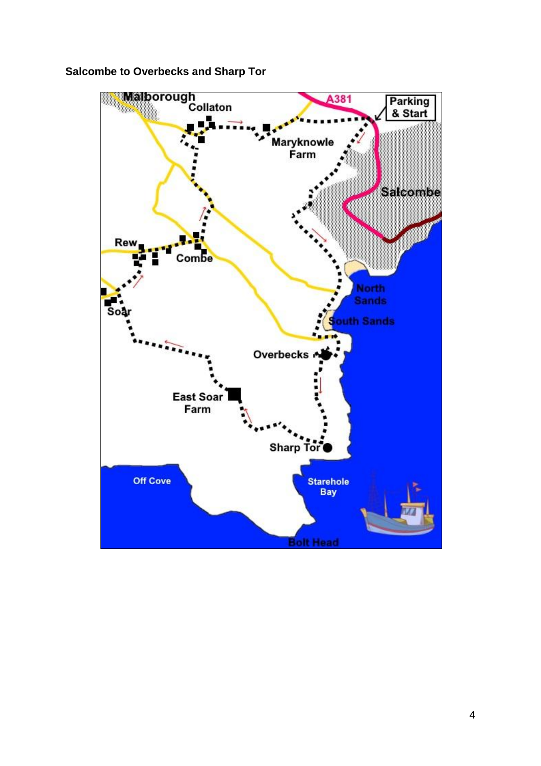**Salcombe to Overbecks and Sharp Tor**

Malborough
Collaton
A381
Parking & Start
Maryknowle Farm
Salcombe
Rew
Combe
North Sands
Soar
South Sands
Overbecks
East Soar Farm
Sharp Tor
Off Cove
Starehole Bay
Bolt Head